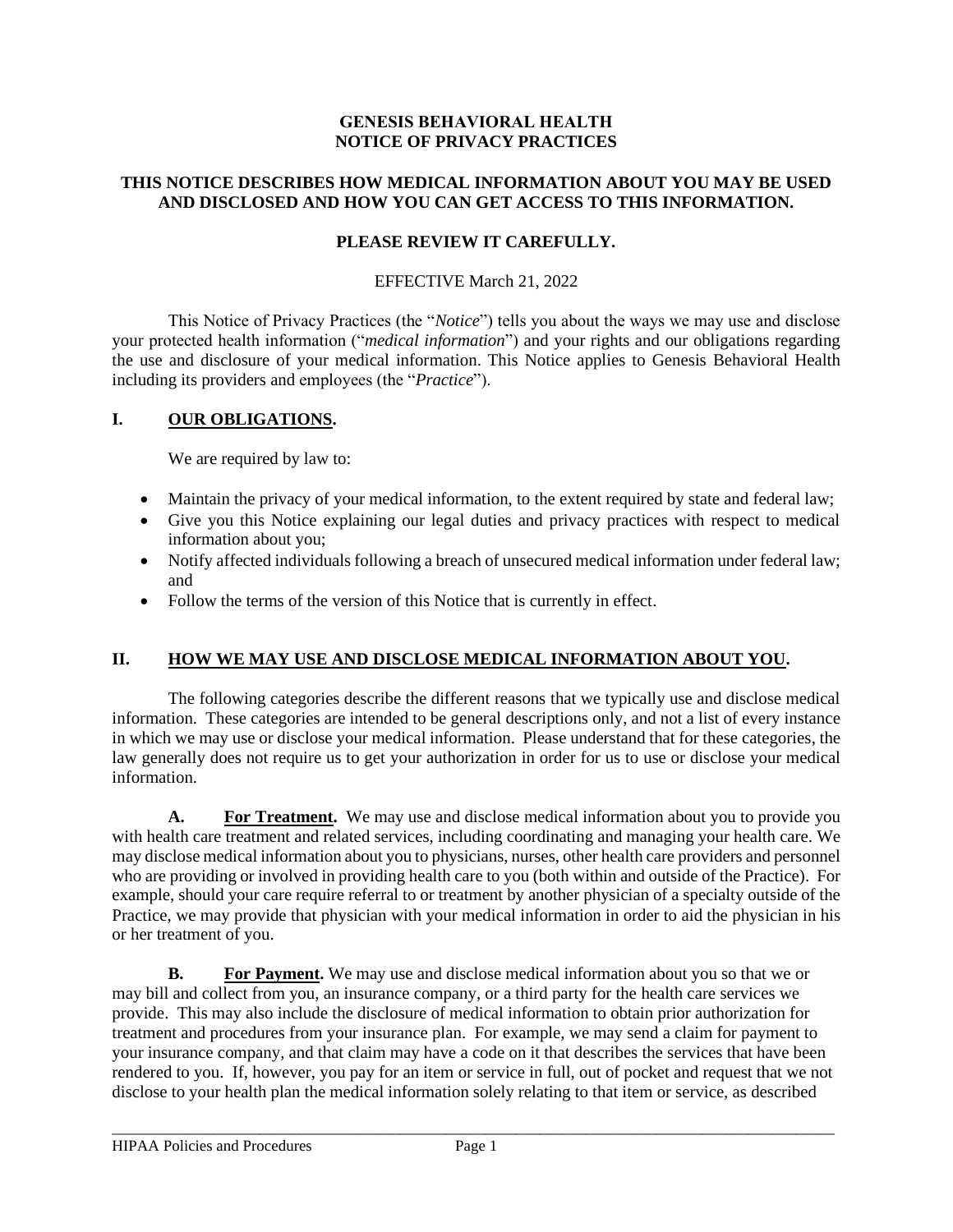# GENESIS BEHAVIORAL HEALTH
# NOTICE OF PRIVACY PRACTICES

**THIS NOTICE DESCRIBES HOW MEDICAL INFORMATION ABOUT YOU MAY BE USED AND DISCLOSED AND HOW YOU CAN GET ACCESS TO THIS INFORMATION.**

**PLEASE REVIEW IT CAREFULLY.**

EFFECTIVE March 21, 2022

This Notice of Privacy Practices (the "*Notice*") tells you about the ways we may use and disclose your protected health information ("*medical information*") and your rights and our obligations regarding the use and disclosure of your medical information. This Notice applies to Genesis Behavioral Health including its providers and employees (the "*Practice*").

## I. OUR OBLIGATIONS.

We are required by law to:

- Maintain the privacy of your medical information, to the extent required by state and federal law;
- Give you this Notice explaining our legal duties and privacy practices with respect to medical information about you;
- Notify affected individuals following a breach of unsecured medical information under federal law; and
- Follow the terms of the version of this Notice that is currently in effect.

## II. HOW WE MAY USE AND DISCLOSE MEDICAL INFORMATION ABOUT YOU.

The following categories describe the different reasons that we typically use and disclose medical information. These categories are intended to be general descriptions only, and not a list of every instance in which we may use or disclose your medical information. Please understand that for these categories, the law generally does not require us to get your authorization in order for us to use or disclose your medical information.

**A. For Treatment.** We may use and disclose medical information about you to provide you with health care treatment and related services, including coordinating and managing your health care. We may disclose medical information about you to physicians, nurses, other health care providers and personnel who are providing or involved in providing health care to you (both within and outside of the Practice). For example, should your care require referral to or treatment by another physician of a specialty outside of the Practice, we may provide that physician with your medical information in order to aid the physician in his or her treatment of you.

**B. For Payment.** We may use and disclose medical information about you so that we or may bill and collect from you, an insurance company, or a third party for the health care services we provide. This may also include the disclosure of medical information to obtain prior authorization for treatment and procedures from your insurance plan. For example, we may send a claim for payment to your insurance company, and that claim may have a code on it that describes the services that have been rendered to you. If, however, you pay for an item or service in full, out of pocket and request that we not disclose to your health plan the medical information solely relating to that item or service, as described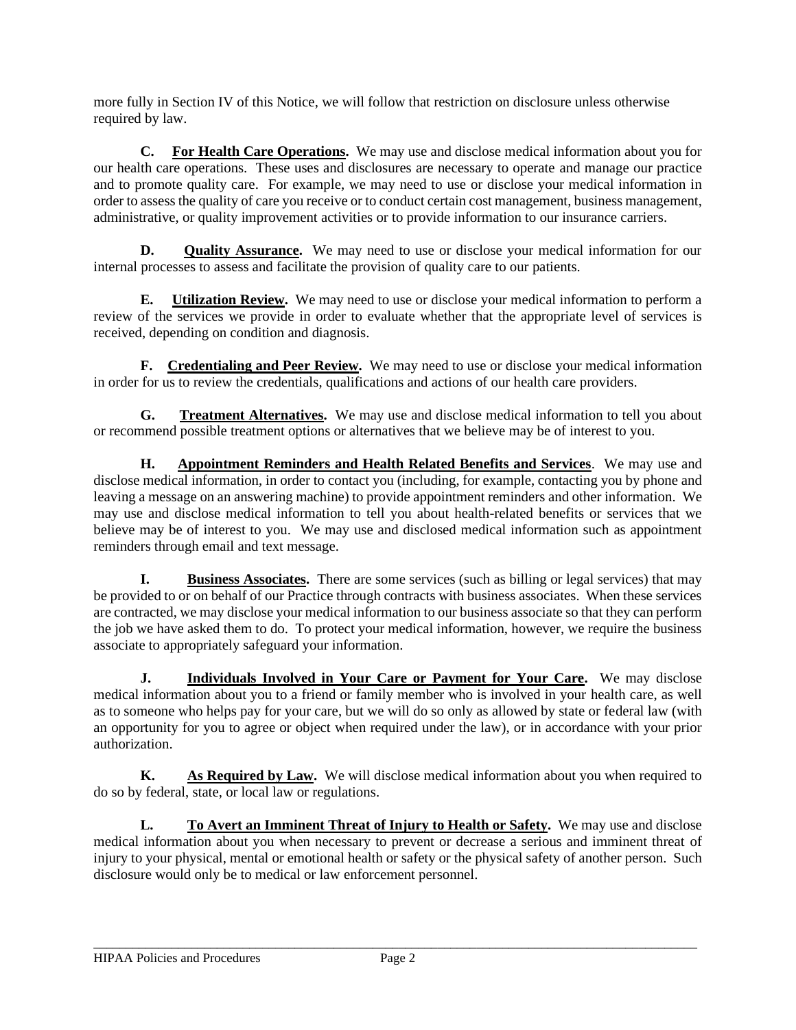more fully in Section IV of this Notice, we will follow that restriction on disclosure unless otherwise required by law.

**C. For Health Care Operations.** We may use and disclose medical information about you for our health care operations. These uses and disclosures are necessary to operate and manage our practice and to promote quality care. For example, we may need to use or disclose your medical information in order to assess the quality of care you receive or to conduct certain cost management, business management, administrative, or quality improvement activities or to provide information to our insurance carriers.

**D. Quality Assurance.** We may need to use or disclose your medical information for our internal processes to assess and facilitate the provision of quality care to our patients.

**E. Utilization Review.** We may need to use or disclose your medical information to perform a review of the services we provide in order to evaluate whether that the appropriate level of services is received, depending on condition and diagnosis.

**F. Credentialing and Peer Review.** We may need to use or disclose your medical information in order for us to review the credentials, qualifications and actions of our health care providers.

**G. Treatment Alternatives.** We may use and disclose medical information to tell you about or recommend possible treatment options or alternatives that we believe may be of interest to you.

**H. Appointment Reminders and Health Related Benefits and Services**. We may use and disclose medical information, in order to contact you (including, for example, contacting you by phone and leaving a message on an answering machine) to provide appointment reminders and other information. We may use and disclose medical information to tell you about health-related benefits or services that we believe may be of interest to you. We may use and disclosed medical information such as appointment reminders through email and text message.

**I. Business Associates.** There are some services (such as billing or legal services) that may be provided to or on behalf of our Practice through contracts with business associates. When these services are contracted, we may disclose your medical information to our business associate so that they can perform the job we have asked them to do. To protect your medical information, however, we require the business associate to appropriately safeguard your information.

**J. Individuals Involved in Your Care or Payment for Your Care.** We may disclose medical information about you to a friend or family member who is involved in your health care, as well as to someone who helps pay for your care, but we will do so only as allowed by state or federal law (with an opportunity for you to agree or object when required under the law), or in accordance with your prior authorization.

**K. As Required by Law.** We will disclose medical information about you when required to do so by federal, state, or local law or regulations.

**L. To Avert an Imminent Threat of Injury to Health or Safety.** We may use and disclose medical information about you when necessary to prevent or decrease a serious and imminent threat of injury to your physical, mental or emotional health or safety or the physical safety of another person. Such disclosure would only be to medical or law enforcement personnel.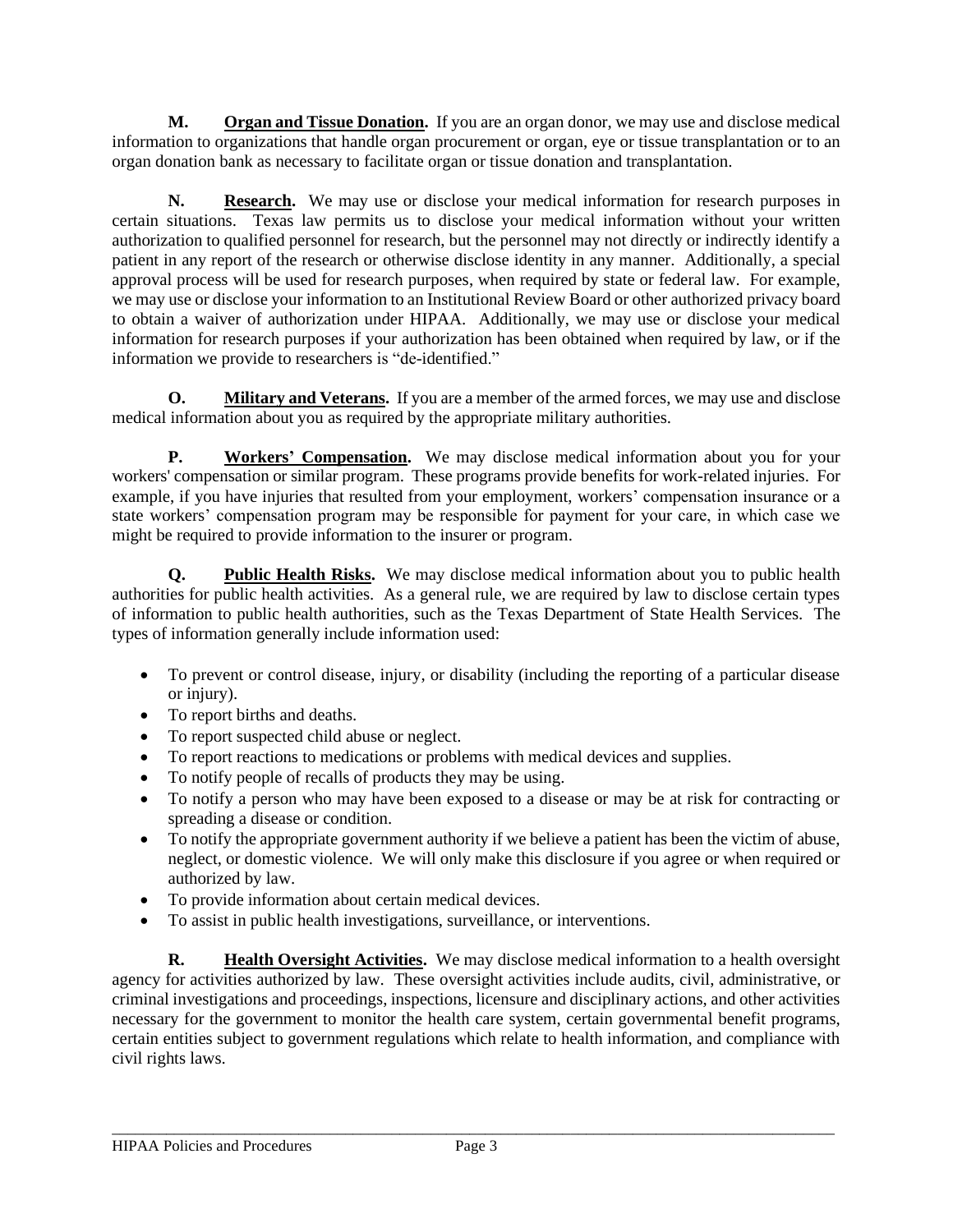**M. <u>Organ and Tissue Donation</u>.** If you are an organ donor, we may use and disclose medical information to organizations that handle organ procurement or organ, eye or tissue transplantation or to an organ donation bank as necessary to facilitate organ or tissue donation and transplantation.

**N. <u>Research</u>.** We may use or disclose your medical information for research purposes in certain situations. Texas law permits us to disclose your medical information without your written authorization to qualified personnel for research, but the personnel may not directly or indirectly identify a patient in any report of the research or otherwise disclose identity in any manner. Additionally, a special approval process will be used for research purposes, when required by state or federal law. For example, we may use or disclose your information to an Institutional Review Board or other authorized privacy board to obtain a waiver of authorization under HIPAA. Additionally, we may use or disclose your medical information for research purposes if your authorization has been obtained when required by law, or if the information we provide to researchers is "de-identified."

**O. <u>Military and Veterans</u>.** If you are a member of the armed forces, we may use and disclose medical information about you as required by the appropriate military authorities.

**P. <u>Workers' Compensation</u>.** We may disclose medical information about you for your workers' compensation or similar program. These programs provide benefits for work-related injuries. For example, if you have injuries that resulted from your employment, workers' compensation insurance or a state workers' compensation program may be responsible for payment for your care, in which case we might be required to provide information to the insurer or program.

**Q. <u>Public Health Risks</u>.** We may disclose medical information about you to public health authorities for public health activities. As a general rule, we are required by law to disclose certain types of information to public health authorities, such as the Texas Department of State Health Services. The types of information generally include information used:

- To prevent or control disease, injury, or disability (including the reporting of a particular disease or injury).
- To report births and deaths.
- To report suspected child abuse or neglect.
- To report reactions to medications or problems with medical devices and supplies.
- To notify people of recalls of products they may be using.
- To notify a person who may have been exposed to a disease or may be at risk for contracting or spreading a disease or condition.
- To notify the appropriate government authority if we believe a patient has been the victim of abuse, neglect, or domestic violence. We will only make this disclosure if you agree or when required or authorized by law.
- To provide information about certain medical devices.
- To assist in public health investigations, surveillance, or interventions.

**R. <u>Health Oversight Activities</u>.** We may disclose medical information to a health oversight agency for activities authorized by law. These oversight activities include audits, civil, administrative, or criminal investigations and proceedings, inspections, licensure and disciplinary actions, and other activities necessary for the government to monitor the health care system, certain governmental benefit programs, certain entities subject to government regulations which relate to health information, and compliance with civil rights laws.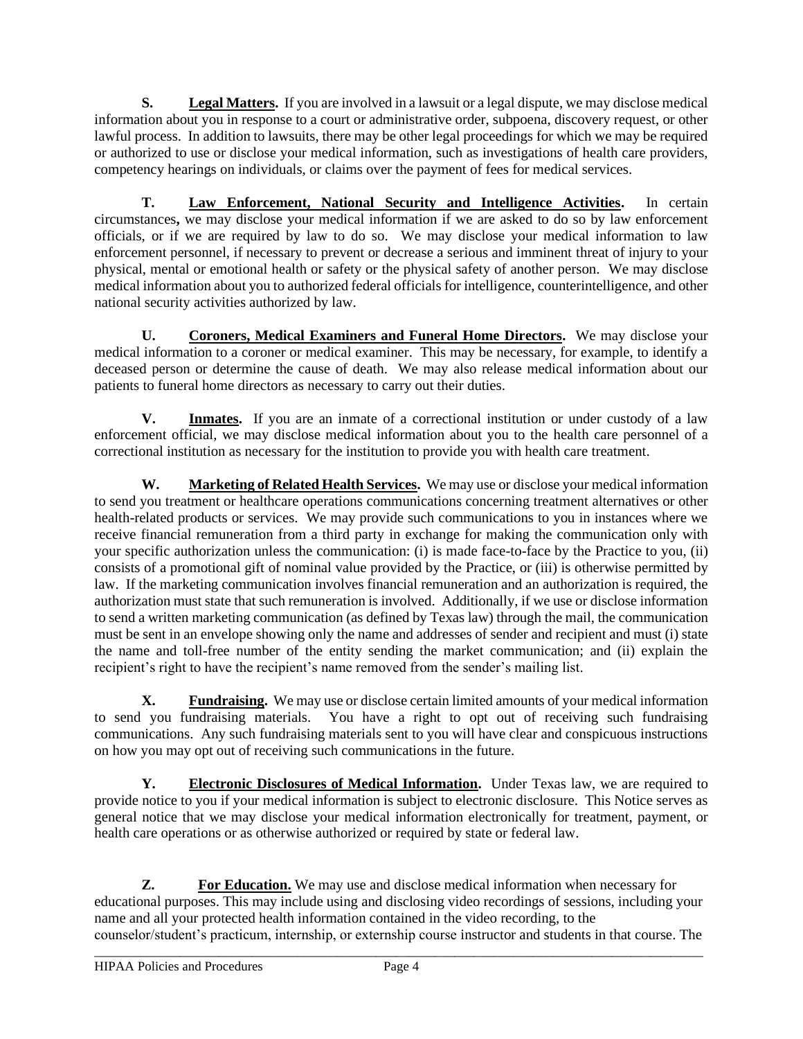**S. Legal Matters.** If you are involved in a lawsuit or a legal dispute, we may disclose medical information about you in response to a court or administrative order, subpoena, discovery request, or other lawful process. In addition to lawsuits, there may be other legal proceedings for which we may be required or authorized to use or disclose your medical information, such as investigations of health care providers, competency hearings on individuals, or claims over the payment of fees for medical services.

**T. Law Enforcement, National Security and Intelligence Activities.** In certain circumstances, we may disclose your medical information if we are asked to do so by law enforcement officials, or if we are required by law to do so. We may disclose your medical information to law enforcement personnel, if necessary to prevent or decrease a serious and imminent threat of injury to your physical, mental or emotional health or safety or the physical safety of another person. We may disclose medical information about you to authorized federal officials for intelligence, counterintelligence, and other national security activities authorized by law.

**U. Coroners, Medical Examiners and Funeral Home Directors.** We may disclose your medical information to a coroner or medical examiner. This may be necessary, for example, to identify a deceased person or determine the cause of death. We may also release medical information about our patients to funeral home directors as necessary to carry out their duties.

**V. Inmates.** If you are an inmate of a correctional institution or under custody of a law enforcement official, we may disclose medical information about you to the health care personnel of a correctional institution as necessary for the institution to provide you with health care treatment.

**W. Marketing of Related Health Services.** We may use or disclose your medical information to send you treatment or healthcare operations communications concerning treatment alternatives or other health-related products or services. We may provide such communications to you in instances where we receive financial remuneration from a third party in exchange for making the communication only with your specific authorization unless the communication: (i) is made face-to-face by the Practice to you, (ii) consists of a promotional gift of nominal value provided by the Practice, or (iii) is otherwise permitted by law. If the marketing communication involves financial remuneration and an authorization is required, the authorization must state that such remuneration is involved. Additionally, if we use or disclose information to send a written marketing communication (as defined by Texas law) through the mail, the communication must be sent in an envelope showing only the name and addresses of sender and recipient and must (i) state the name and toll-free number of the entity sending the market communication; and (ii) explain the recipient's right to have the recipient's name removed from the sender's mailing list.

**X. Fundraising.** We may use or disclose certain limited amounts of your medical information to send you fundraising materials. You have a right to opt out of receiving such fundraising communications. Any such fundraising materials sent to you will have clear and conspicuous instructions on how you may opt out of receiving such communications in the future.

**Y. Electronic Disclosures of Medical Information.** Under Texas law, we are required to provide notice to you if your medical information is subject to electronic disclosure. This Notice serves as general notice that we may disclose your medical information electronically for treatment, payment, or health care operations or as otherwise authorized or required by state or federal law.

**Z. For Education.** We may use and disclose medical information when necessary for educational purposes. This may include using and disclosing video recordings of sessions, including your name and all your protected health information contained in the video recording, to the counselor/student's practicum, internship, or externship course instructor and students in that course. The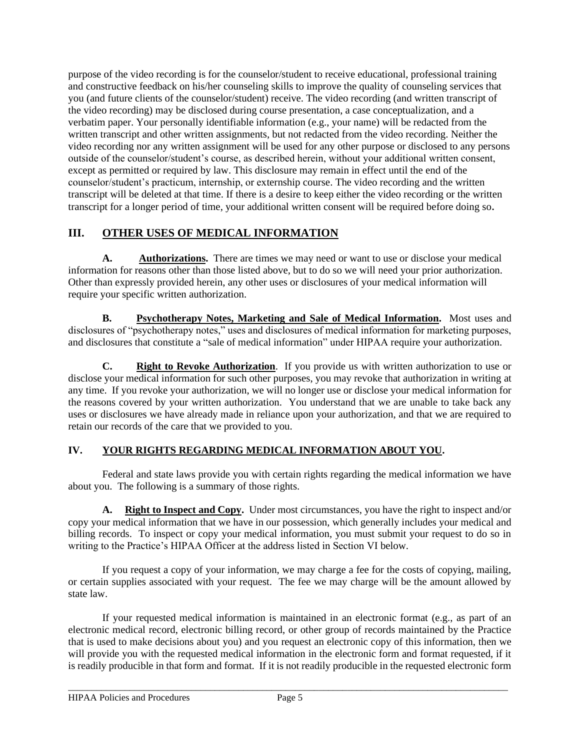purpose of the video recording is for the counselor/student to receive educational, professional training and constructive feedback on his/her counseling skills to improve the quality of counseling services that you (and future clients of the counselor/student) receive. The video recording (and written transcript of the video recording) may be disclosed during course presentation, a case conceptualization, and a verbatim paper. Your personally identifiable information (e.g., your name) will be redacted from the written transcript and other written assignments, but not redacted from the video recording. Neither the video recording nor any written assignment will be used for any other purpose or disclosed to any persons outside of the counselor/student's course, as described herein, without your additional written consent, except as permitted or required by law. This disclosure may remain in effect until the end of the counselor/student's practicum, internship, or externship course. The video recording and the written transcript will be deleted at that time. If there is a desire to keep either the video recording or the written transcript for a longer period of time, your additional written consent will be required before doing so.

## III. OTHER USES OF MEDICAL INFORMATION

**A. Authorizations.** There are times we may need or want to use or disclose your medical information for reasons other than those listed above, but to do so we will need your prior authorization. Other than expressly provided herein, any other uses or disclosures of your medical information will require your specific written authorization.

**B. Psychotherapy Notes, Marketing and Sale of Medical Information.** Most uses and disclosures of "psychotherapy notes," uses and disclosures of medical information for marketing purposes, and disclosures that constitute a "sale of medical information" under HIPAA require your authorization.

**C. Right to Revoke Authorization**. If you provide us with written authorization to use or disclose your medical information for such other purposes, you may revoke that authorization in writing at any time. If you revoke your authorization, we will no longer use or disclose your medical information for the reasons covered by your written authorization. You understand that we are unable to take back any uses or disclosures we have already made in reliance upon your authorization, and that we are required to retain our records of the care that we provided to you.

## IV. YOUR RIGHTS REGARDING MEDICAL INFORMATION ABOUT YOU.

Federal and state laws provide you with certain rights regarding the medical information we have about you. The following is a summary of those rights.

**A. Right to Inspect and Copy.** Under most circumstances, you have the right to inspect and/or copy your medical information that we have in our possession, which generally includes your medical and billing records. To inspect or copy your medical information, you must submit your request to do so in writing to the Practice's HIPAA Officer at the address listed in Section VI below.

If you request a copy of your information, we may charge a fee for the costs of copying, mailing, or certain supplies associated with your request. The fee we may charge will be the amount allowed by state law.

If your requested medical information is maintained in an electronic format (e.g., as part of an electronic medical record, electronic billing record, or other group of records maintained by the Practice that is used to make decisions about you) and you request an electronic copy of this information, then we will provide you with the requested medical information in the electronic form and format requested, if it is readily producible in that form and format. If it is not readily producible in the requested electronic form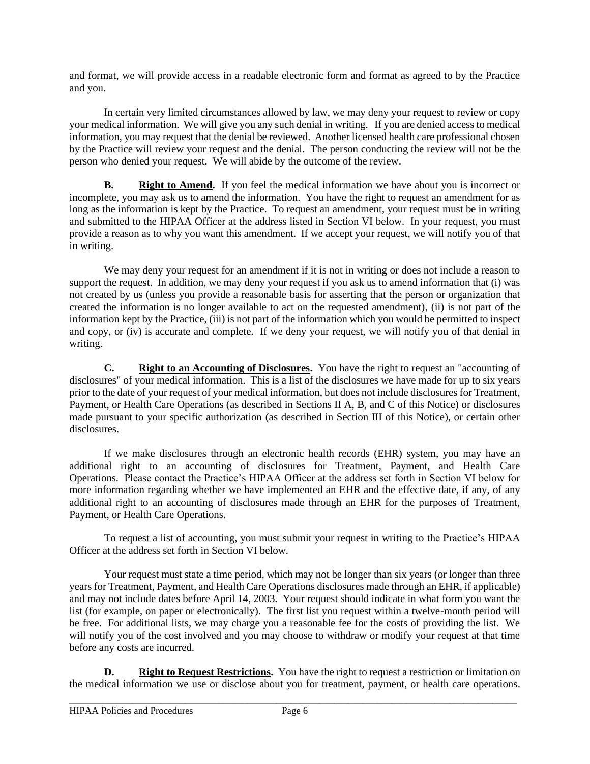and format, we will provide access in a readable electronic form and format as agreed to by the Practice and you.

In certain very limited circumstances allowed by law, we may deny your request to review or copy your medical information. We will give you any such denial in writing. If you are denied access to medical information, you may request that the denial be reviewed. Another licensed health care professional chosen by the Practice will review your request and the denial. The person conducting the review will not be the person who denied your request. We will abide by the outcome of the review.

**B. Right to Amend.** If you feel the medical information we have about you is incorrect or incomplete, you may ask us to amend the information. You have the right to request an amendment for as long as the information is kept by the Practice. To request an amendment, your request must be in writing and submitted to the HIPAA Officer at the address listed in Section VI below. In your request, you must provide a reason as to why you want this amendment. If we accept your request, we will notify you of that in writing.

We may deny your request for an amendment if it is not in writing or does not include a reason to support the request. In addition, we may deny your request if you ask us to amend information that (i) was not created by us (unless you provide a reasonable basis for asserting that the person or organization that created the information is no longer available to act on the requested amendment), (ii) is not part of the information kept by the Practice, (iii) is not part of the information which you would be permitted to inspect and copy, or (iv) is accurate and complete. If we deny your request, we will notify you of that denial in writing.

**C. Right to an Accounting of Disclosures.** You have the right to request an "accounting of disclosures" of your medical information. This is a list of the disclosures we have made for up to six years prior to the date of your request of your medical information, but does not include disclosures for Treatment, Payment, or Health Care Operations (as described in Sections II A, B, and C of this Notice) or disclosures made pursuant to your specific authorization (as described in Section III of this Notice), or certain other disclosures.

If we make disclosures through an electronic health records (EHR) system, you may have an additional right to an accounting of disclosures for Treatment, Payment, and Health Care Operations. Please contact the Practice's HIPAA Officer at the address set forth in Section VI below for more information regarding whether we have implemented an EHR and the effective date, if any, of any additional right to an accounting of disclosures made through an EHR for the purposes of Treatment, Payment, or Health Care Operations.

To request a list of accounting, you must submit your request in writing to the Practice's HIPAA Officer at the address set forth in Section VI below.

Your request must state a time period, which may not be longer than six years (or longer than three years for Treatment, Payment, and Health Care Operations disclosures made through an EHR, if applicable) and may not include dates before April 14, 2003. Your request should indicate in what form you want the list (for example, on paper or electronically). The first list you request within a twelve-month period will be free. For additional lists, we may charge you a reasonable fee for the costs of providing the list. We will notify you of the cost involved and you may choose to withdraw or modify your request at that time before any costs are incurred.

**D. Right to Request Restrictions.** You have the right to request a restriction or limitation on the medical information we use or disclose about you for treatment, payment, or health care operations.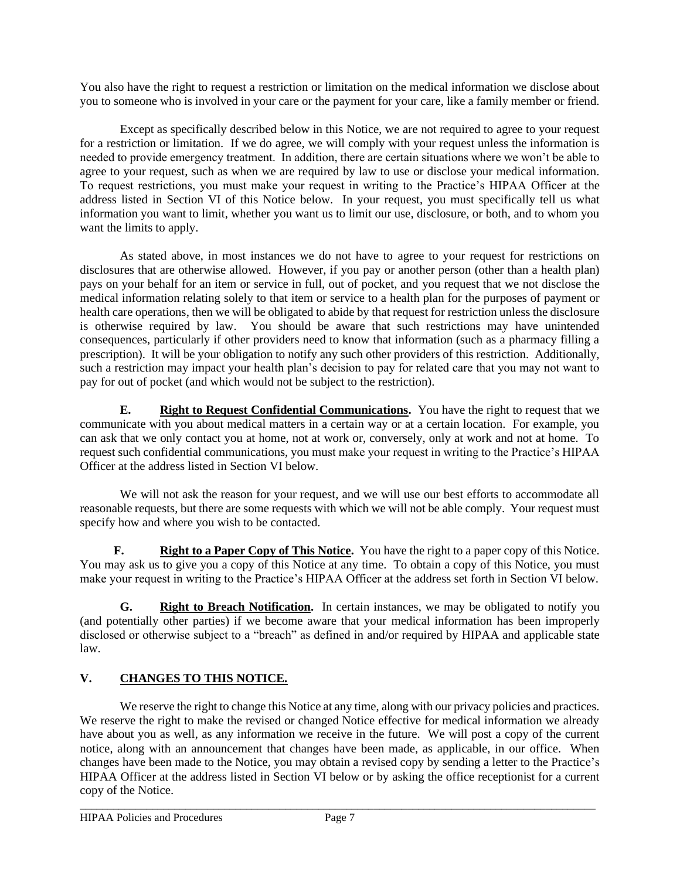You also have the right to request a restriction or limitation on the medical information we disclose about you to someone who is involved in your care or the payment for your care, like a family member or friend.

Except as specifically described below in this Notice, we are not required to agree to your request for a restriction or limitation. If we do agree, we will comply with your request unless the information is needed to provide emergency treatment. In addition, there are certain situations where we won't be able to agree to your request, such as when we are required by law to use or disclose your medical information. To request restrictions, you must make your request in writing to the Practice's HIPAA Officer at the address listed in Section VI of this Notice below. In your request, you must specifically tell us what information you want to limit, whether you want us to limit our use, disclosure, or both, and to whom you want the limits to apply.

As stated above, in most instances we do not have to agree to your request for restrictions on disclosures that are otherwise allowed. However, if you pay or another person (other than a health plan) pays on your behalf for an item or service in full, out of pocket, and you request that we not disclose the medical information relating solely to that item or service to a health plan for the purposes of payment or health care operations, then we will be obligated to abide by that request for restriction unless the disclosure is otherwise required by law. You should be aware that such restrictions may have unintended consequences, particularly if other providers need to know that information (such as a pharmacy filling a prescription). It will be your obligation to notify any such other providers of this restriction. Additionally, such a restriction may impact your health plan's decision to pay for related care that you may not want to pay for out of pocket (and which would not be subject to the restriction).

**E. <u>Right to Request Confidential Communications</u>.** You have the right to request that we communicate with you about medical matters in a certain way or at a certain location. For example, you can ask that we only contact you at home, not at work or, conversely, only at work and not at home. To request such confidential communications, you must make your request in writing to the Practice's HIPAA Officer at the address listed in Section VI below.

We will not ask the reason for your request, and we will use our best efforts to accommodate all reasonable requests, but there are some requests with which we will not be able comply. Your request must specify how and where you wish to be contacted.

**F. <u>Right to a Paper Copy of This Notice</u>.** You have the right to a paper copy of this Notice. You may ask us to give you a copy of this Notice at any time. To obtain a copy of this Notice, you must make your request in writing to the Practice's HIPAA Officer at the address set forth in Section VI below.

**G. <u>Right to Breach Notification</u>.** In certain instances, we may be obligated to notify you (and potentially other parties) if we become aware that your medical information has been improperly disclosed or otherwise subject to a "breach" as defined in and/or required by HIPAA and applicable state law.

## V. <u>CHANGES TO THIS NOTICE.</u>

We reserve the right to change this Notice at any time, along with our privacy policies and practices. We reserve the right to make the revised or changed Notice effective for medical information we already have about you as well, as any information we receive in the future. We will post a copy of the current notice, along with an announcement that changes have been made, as applicable, in our office. When changes have been made to the Notice, you may obtain a revised copy by sending a letter to the Practice's HIPAA Officer at the address listed in Section VI below or by asking the office receptionist for a current copy of the Notice.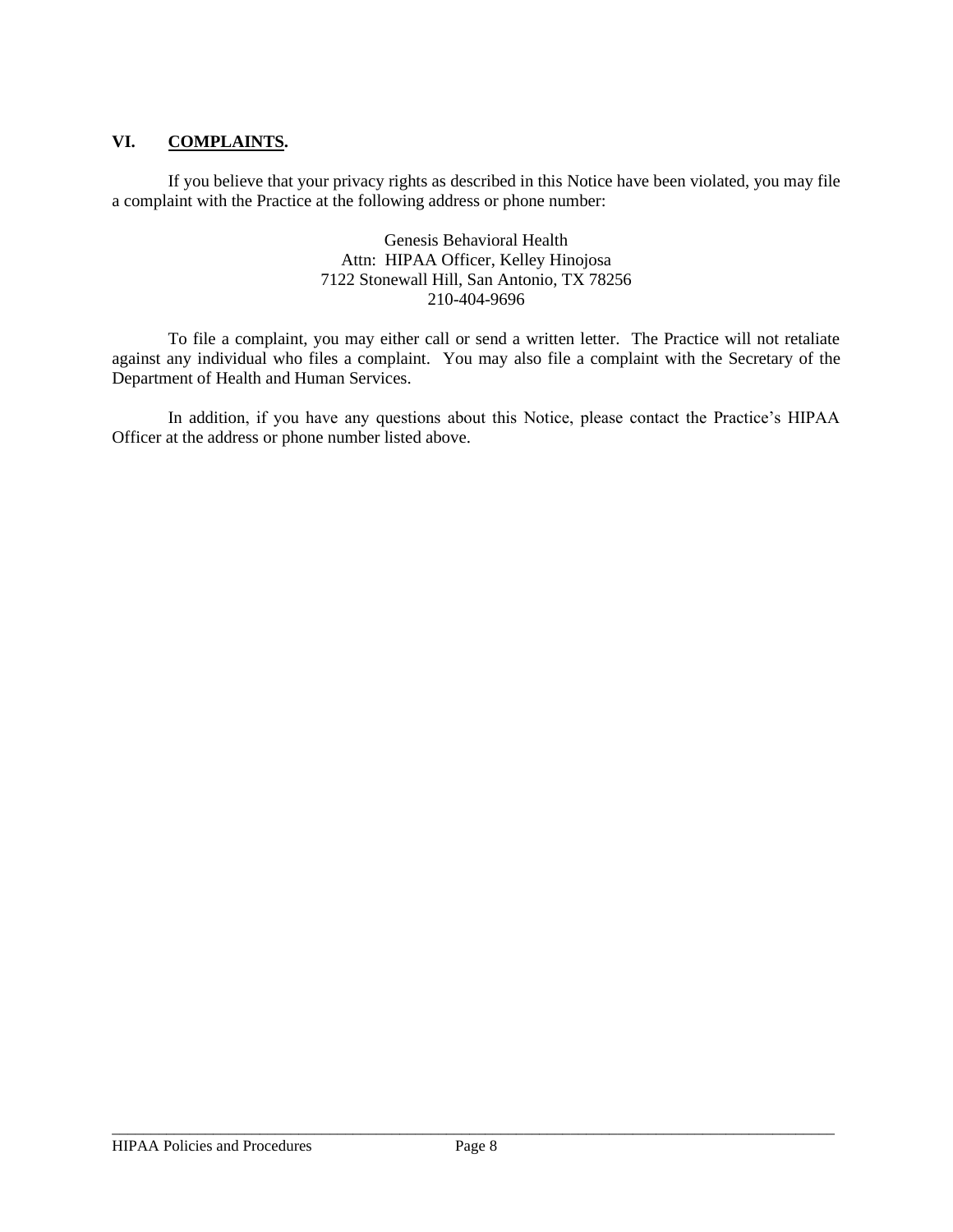## VI. **COMPLAINTS.**

If you believe that your privacy rights as described in this Notice have been violated, you may file a complaint with the Practice at the following address or phone number:

Genesis Behavioral Health  
Attn: HIPAA Officer, Kelley Hinojosa  
7122 Stonewall Hill, San Antonio, TX 78256  
210-404-9696

To file a complaint, you may either call or send a written letter. The Practice will not retaliate against any individual who files a complaint. You may also file a complaint with the Secretary of the Department of Health and Human Services.

In addition, if you have any questions about this Notice, please contact the Practice's HIPAA Officer at the address or phone number listed above.